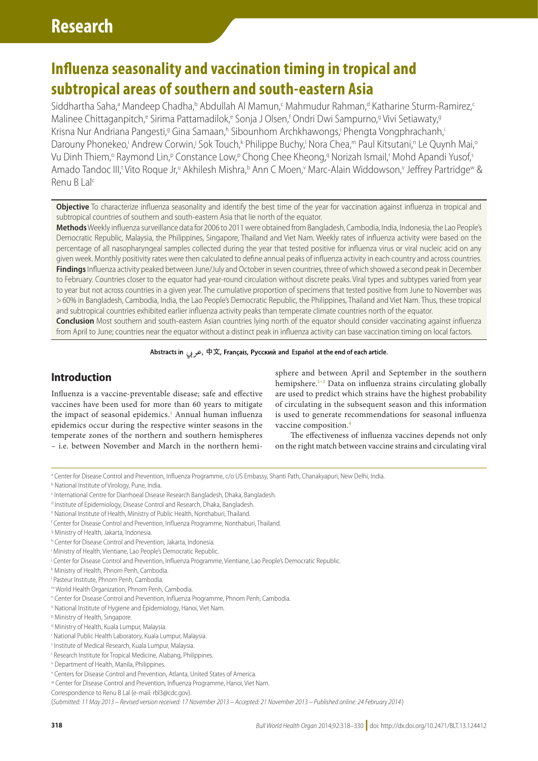# Research

# Influenza seasonality and vaccination timing in tropical and subtropical areas of southern and south-eastern Asia

Siddhartha Saha,[a] Mandeep Chadha,[b] Abdullah Al Mamun,[c] Mahmudur Rahman,[d] Katharine Sturm-Ramirez,[c] Malinee Chittaganpitch,[e] Sirima Pattamadilok,[e] Sonja J Olsen,[f] Ondri Dwi Sampurno,[g] Vivi Setiawaty,[g] Krisna Nur Andriana Pangesti,[g] Gina Samaan,[h] Sibounhom Archkhawongs,[i] Phengta Vongphrachanh,[i] Darouny Phonekeo,[i] Andrew Corwin,[j] Sok Touch,[k] Philippe Buchy,[l] Nora Chea,[m] Paul Kitsutani,[n] Le Quynh Mai,[o] Vu Dinh Thiem,[o] Raymond Lin,[p] Constance Low,[p] Chong Chee Kheong,[q] Norizah Ismail,[r] Mohd Apandi Yusof,[s] Amado Tandoc III,[t] Vito Roque Jr,[u] Akhilesh Mishra,[b] Ann C Moen,[v] Marc-Alain Widdowson,[v] Jeffrey Partridge[w] & Renu B Lal[c]

**Objective** To characterize influenza seasonality and identify the best time of the year for vaccination against influenza in tropical and subtropical countries of southern and south-eastern Asia that lie north of the equator.

**Methods** Weekly influenza surveillance data for 2006 to 2011 were obtained from Bangladesh, Cambodia, India, Indonesia, the Lao People's Democratic Republic, Malaysia, the Philippines, Singapore, Thailand and Viet Nam. Weekly rates of influenza activity were based on the percentage of all nasopharyngeal samples collected during the year that tested positive for influenza virus or viral nucleic acid on any given week. Monthly positivity rates were then calculated to define annual peaks of influenza activity in each country and across countries.

**Findings** Influenza activity peaked between June/July and October in seven countries, three of which showed a second peak in December to February. Countries closer to the equator had year-round circulation without discrete peaks. Viral types and subtypes varied from year to year but not across countries in a given year. The cumulative proportion of specimens that tested positive from June to November was > 60% in Bangladesh, Cambodia, India, the Lao People's Democratic Republic, the Philippines, Thailand and Viet Nam. Thus, these tropical and subtropical countries exhibited earlier influenza activity peaks than temperate climate countries north of the equator.

**Conclusion** Most southern and south-eastern Asian countries lying north of the equator should consider vaccinating against influenza from April to June; countries near the equator without a distinct peak in influenza activity can base vaccination timing on local factors.

**Abstracts in عربي, 中文, Français, Русский and Español at the end of each article.**

## Introduction

Influenza is a vaccine-preventable disease; safe and effective vaccines have been used for more than 60 years to mitigate the impact of seasonal epidemics.[1] Annual human influenza epidemics occur during the respective winter seasons in the temperate zones of the northern and southern hemispheres – i.e. between November and March in the northern hemisphere and between April and September in the southern hemisphere.[1–3] Data on influenza strains circulating globally are used to predict which strains have the highest probability of circulating in the subsequent season and this information is used to generate recommendations for seasonal influenza vaccine composition.[4]

The effectiveness of influenza vaccines depends not only on the right match between vaccine strains and circulating viral

[a] Center for Disease Control and Prevention, Influenza Programme, c/o US Embassy, Shanti Path, Chanakyapuri, New Delhi, India.
[b] National Institute of Virology, Pune, India.
[c] International Centre for Diarrhoeal Disease Research Bangladesh, Dhaka, Bangladesh.
[d] Institute of Epidemiology, Disease Control and Research, Dhaka, Bangladesh.
[e] National Institute of Health, Ministry of Public Health, Nonthaburi, Thailand.
[f] Center for Disease Control and Prevention, Influenza Programme, Nonthaburi, Thailand.
[g] Ministry of Health, Jakarta, Indonesia.
[h] Center for Disease Control and Prevention, Jakarta, Indonesia.
[i] Ministry of Health, Vientiane, Lao People's Democratic Republic.
[j] Center for Disease Control and Prevention, Influenza Programme, Vientiane, Lao People's Democratic Republic.
[k] Ministry of Health, Phnom Penh, Cambodia.
[l] Pasteur Institute, Phnom Penh, Cambodia.
[m] World Health Organization, Phnom Penh, Cambodia.
[n] Center for Disease Control and Prevention, Influenza Programme, Phnom Penh, Cambodia.
[o] National Institute of Hygiene and Epidemiology, Hanoi, Viet Nam.
[p] Ministry of Health, Singapore.
[q] Ministry of Health, Kuala Lumpur, Malaysia.
[r] National Public Health Laboratory, Kuala Lumpur, Malaysia.
[s] Institute of Medical Research, Kuala Lumpur, Malaysia.
[t] Research Institute for Tropical Medicine, Alabang, Philippines.
[u] Department of Health, Manila, Philippines.
[v] Centers for Disease Control and Prevention, Atlanta, United States of America.
[w] Center for Disease Control and Prevention, Influenza Programme, Hanoi, Viet Nam.

Correspondence to Renu B Lal (e-mail: rbl3@cdc.gov).

(*Submitted: 11 May 2013 – Revised version received: 17 November 2013 – Accepted: 21 November 2013 – Published online: 24 February 2014*)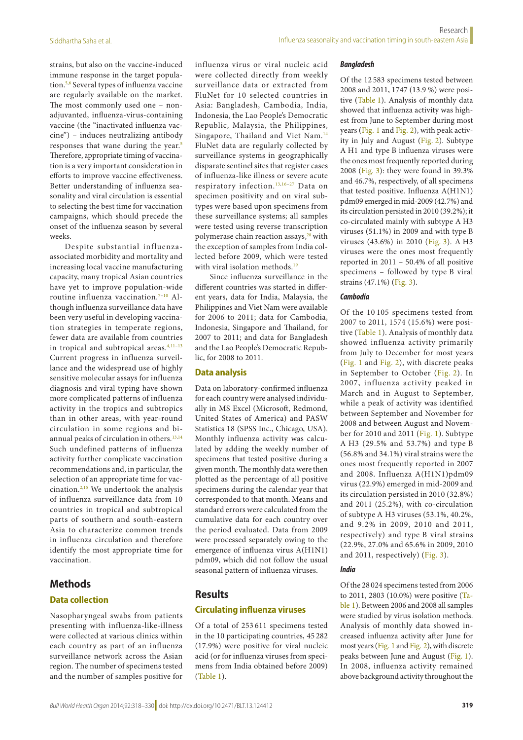strains, but also on the vaccine-induced immune response in the target population.[5,6] Several types of influenza vaccine are regularly available on the market. The most commonly used one – non-adjuvanted, influenza-virus-containing vaccine (the "inactivated influenza vaccine") – induces neutralizing antibody responses that wane during the year.[5] Therefore, appropriate timing of vaccination is a very important consideration in efforts to improve vaccine effectiveness. Better understanding of influenza seasonality and viral circulation is essential to selecting the best time for vaccination campaigns, which should precede the onset of the influenza season by several weeks.

Despite substantial influenza-associated morbidity and mortality and increasing local vaccine manufacturing capacity, many tropical Asian countries have yet to improve population-wide routine influenza vaccination.[7–10] Although influenza surveillance data have been very useful in developing vaccination strategies in temperate regions, fewer data are available from countries in tropical and subtropical areas.[4,11–13] Current progress in influenza surveillance and the widespread use of highly sensitive molecular assays for influenza diagnosis and viral typing have shown more complicated patterns of influenza activity in the tropics and subtropics than in other areas, with year-round circulation in some regions and bi-annual peaks of circulation in others.[13,14] Such undefined patterns of influenza activity further complicate vaccination recommendations and, in particular, the selection of an appropriate time for vaccination.[2,15] We undertook the analysis of influenza surveillance data from 10 countries in tropical and subtropical parts of southern and south-eastern Asia to characterize common trends in influenza circulation and therefore identify the most appropriate time for vaccination.

## Methods

### Data collection

Nasopharyngeal swabs from patients presenting with influenza-like-illness were collected at various clinics within each country as part of an influenza surveillance network across the Asian region. The number of specimens tested and the number of samples positive for influenza virus or viral nucleic acid were collected directly from weekly surveillance data or extracted from FluNet for 10 selected countries in Asia: Bangladesh, Cambodia, India, Indonesia, the Lao People's Democratic Republic, Malaysia, the Philippines, Singapore, Thailand and Viet Nam.[14] FluNet data are regularly collected by surveillance systems in geographically disparate sentinel sites that register cases of influenza-like illness or severe acute respiratory infection.[13,16–27] Data on specimen positivity and on viral subtypes were based upon specimens from these surveillance systems; all samples were tested using reverse transcription polymerase chain reaction assays,[28] with the exception of samples from India collected before 2009, which were tested with viral isolation methods.[19]

Since influenza surveillance in the different countries was started in different years, data for India, Malaysia, the Philippines and Viet Nam were available for 2006 to 2011; data for Cambodia, Indonesia, Singapore and Thailand, for 2007 to 2011; and data for Bangladesh and the Lao People's Democratic Republic, for 2008 to 2011.

### Data analysis

Data on laboratory-confirmed influenza for each country were analysed individually in MS Excel (Microsoft, Redmond, United States of America) and PASW Statistics 18 (SPSS Inc., Chicago, USA). Monthly influenza activity was calculated by adding the weekly number of specimens that tested positive during a given month. The monthly data were then plotted as the percentage of all positive specimens during the calendar year that corresponded to that month. Means and standard errors were calculated from the cumulative data for each country over the period evaluated. Data from 2009 were processed separately owing to the emergence of influenza virus A(H1N1)pdm09, which did not follow the usual seasonal pattern of influenza viruses.

## Results

### Circulating influenza viruses

Of a total of 253 611 specimens tested in the 10 participating countries, 45 282 (17.9%) were positive for viral nucleic acid (or for influenza viruses from specimens from India obtained before 2009) (Table 1).

#### *Bangladesh*

Of the 12 583 specimens tested between 2008 and 2011, 1747 (13.9 %) were positive (Table 1). Analysis of monthly data showed that influenza activity was highest from June to September during most years (Fig. 1 and Fig. 2), with peak activity in July and August (Fig. 2). Subtype A H1 and type B influenza viruses were the ones most frequently reported during 2008 (Fig. 3): they were found in 39.3% and 46.7%, respectively, of all specimens that tested positive. Influenza A(H1N1) pdm09 emerged in mid-2009 (42.7%) and its circulation persisted in 2010 (39.2%); it co-circulated mainly with subtype A H3 viruses (51.1%) in 2009 and with type B viruses (43.6%) in 2010 (Fig. 3). A H3 viruses were the ones most frequently reported in 2011 – 50.4% of all positive specimens – followed by type B viral strains (47.1%) (Fig. 3).

#### *Cambodia*

Of the 10 105 specimens tested from 2007 to 2011, 1574 (15.6%) were positive (Table 1). Analysis of monthly data showed influenza activity primarily from July to December for most years (Fig. 1 and Fig. 2), with discrete peaks in September to October (Fig. 2). In 2007, influenza activity peaked in March and in August to September, while a peak of activity was identified between September and November for 2008 and between August and November for 2010 and 2011 (Fig. 1). Subtype A H3 (29.5% and 53.7%) and type B (56.8% and 34.1%) viral strains were the ones most frequently reported in 2007 and 2008. Influenza A(H1N1)pdm09 virus (22.9%) emerged in mid-2009 and its circulation persisted in 2010 (32.8%) and 2011 (25.2%), with co-circulation of subtype A H3 viruses (53.1%, 40.2%, and 9.2% in 2009, 2010 and 2011, respectively) and type B viral strains (22.9%, 27.0% and 65.6% in 2009, 2010 and 2011, respectively) (Fig. 3).

#### *India*

Of the 28 024 specimens tested from 2006 to 2011, 2803 (10.0%) were positive (Table 1). Between 2006 and 2008 all samples were studied by virus isolation methods. Analysis of monthly data showed increased influenza activity after June for most years (Fig. 1 and Fig. 2), with discrete peaks between June and August (Fig. 1). In 2008, influenza activity remained above background activity throughout the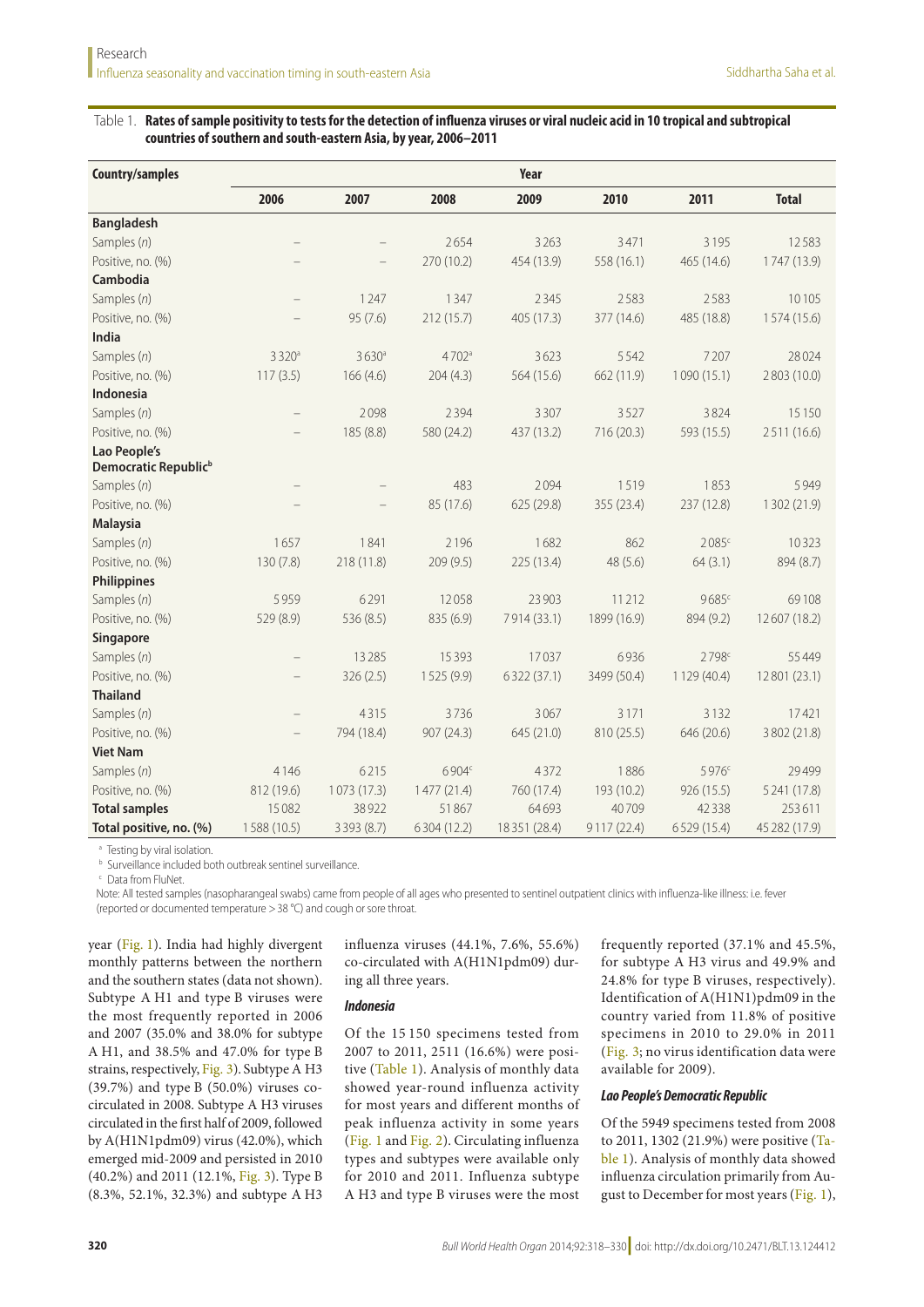Table 1. **Rates of sample positivity to tests for the detection of influenza viruses or viral nucleic acid in 10 tropical and subtropical countries of southern and south-eastern Asia, by year, 2006–2011**

| Country/samples | Year | | | | | | |
|---|---|---|---|---|---|---|---|
| | 2006 | 2007 | 2008 | 2009 | 2010 | 2011 | Total |
| **Bangladesh** | | | | | | | |
| Samples (n) | – | – | 2654 | 3263 | 3471 | 3195 | 12583 |
| Positive, no. (%) | – | – | 270 (10.2) | 454 (13.9) | 558 (16.1) | 465 (14.6) | 1747 (13.9) |
| **Cambodia** | | | | | | | |
| Samples (n) | – | 1247 | 1347 | 2345 | 2583 | 2583 | 10105 |
| Positive, no. (%) | – | 95 (7.6) | 212 (15.7) | 405 (17.3) | 377 (14.6) | 485 (18.8) | 1574 (15.6) |
| **India** | | | | | | | |
| Samples (n) | 3320[a] | 3630[a] | 4702[a] | 3623 | 5542 | 7207 | 28024 |
| Positive, no. (%) | 117 (3.5) | 166 (4.6) | 204 (4.3) | 564 (15.6) | 662 (11.9) | 1090 (15.1) | 2803 (10.0) |
| **Indonesia** | | | | | | | |
| Samples (n) | – | 2098 | 2394 | 3307 | 3527 | 3824 | 15150 |
| Positive, no. (%) | – | 185 (8.8) | 580 (24.2) | 437 (13.2) | 716 (20.3) | 593 (15.5) | 2511 (16.6) |
| **Lao People's Democratic Republic[b]** | | | | | | | |
| Samples (n) | – | – | 483 | 2094 | 1519 | 1853 | 5949 |
| Positive, no. (%) | – | – | 85 (17.6) | 625 (29.8) | 355 (23.4) | 237 (12.8) | 1302 (21.9) |
| **Malaysia** | | | | | | | |
| Samples (n) | 1657 | 1841 | 2196 | 1682 | 862 | 2085[c] | 10323 |
| Positive, no. (%) | 130 (7.8) | 218 (11.8) | 209 (9.5) | 225 (13.4) | 48 (5.6) | 64 (3.1) | 894 (8.7) |
| **Philippines** | | | | | | | |
| Samples (n) | 5959 | 6291 | 12058 | 23903 | 11212 | 9685[c] | 69108 |
| Positive, no. (%) | 529 (8.9) | 536 (8.5) | 835 (6.9) | 7914 (33.1) | 1899 (16.9) | 894 (9.2) | 12607 (18.2) |
| **Singapore** | | | | | | | |
| Samples (n) | – | 13285 | 15393 | 17037 | 6936 | 2798[c] | 55449 |
| Positive, no. (%) | – | 326 (2.5) | 1525 (9.9) | 6322 (37.1) | 3499 (50.4) | 1129 (40.4) | 12801 (23.1) |
| **Thailand** | | | | | | | |
| Samples (n) | – | 4315 | 3736 | 3067 | 3171 | 3132 | 17421 |
| Positive, no. (%) | – | 794 (18.4) | 907 (24.3) | 645 (21.0) | 810 (25.5) | 646 (20.6) | 3802 (21.8) |
| **Viet Nam** | | | | | | | |
| Samples (n) | 4146 | 6215 | 6904[c] | 4372 | 1886 | 5976[c] | 29499 |
| Positive, no. (%) | 812 (19.6) | 1073 (17.3) | 1477 (21.4) | 760 (17.4) | 193 (10.2) | 926 (15.5) | 5241 (17.8) |
| **Total samples** | 15082 | 38922 | 51867 | 64693 | 40709 | 42338 | 253611 |
| **Total positive, no. (%)** | 1588 (10.5) | 3393 (8.7) | 6304 (12.2) | 18351 (28.4) | 9117 (22.4) | 6529 (15.4) | 45282 (17.9) |

[a] Testing by viral isolation.
[b] Surveillance included both outbreak sentinel surveillance.
[c] Data from FluNet.
Note: All tested samples (nasopharangeal swabs) came from people of all ages who presented to sentinel outpatient clinics with influenza-like illness: i.e. fever (reported or documented temperature > 38 °C) and cough or sore throat.

year (Fig. 1). India had highly divergent monthly patterns between the northern and the southern states (data not shown). Subtype A H1 and type B viruses were the most frequently reported in 2006 and 2007 (35.0% and 38.0% for subtype A H1, and 38.5% and 47.0% for type B strains, respectively, Fig. 3). Subtype A H3 (39.7%) and type B (50.0%) viruses co-circulated in 2008. Subtype A H3 viruses circulated in the first half of 2009, followed by A(H1N1pdm09) virus (42.0%), which emerged mid-2009 and persisted in 2010 (40.2%) and 2011 (12.1%, Fig. 3). Type B (8.3%, 52.1%, 32.3%) and subtype A H3 influenza viruses (44.1%, 7.6%, 55.6%) co-circulated with A(H1N1pdm09) during all three years.

### *Indonesia*

Of the 15150 specimens tested from 2007 to 2011, 2511 (16.6%) were positive (Table 1). Analysis of monthly data showed year-round influenza activity for most years and different months of peak influenza activity in some years (Fig. 1 and Fig. 2). Circulating influenza types and subtypes were available only for 2010 and 2011. Influenza subtype A H3 and type B viruses were the most frequently reported (37.1% and 45.5%, for subtype A H3 virus and 49.9% and 24.8% for type B viruses, respectively). Identification of A(H1N1)pdm09 in the country varied from 11.8% of positive specimens in 2010 to 29.0% in 2011 (Fig. 3; no virus identification data were available for 2009).

### *Lao People's Democratic Republic*

Of the 5949 specimens tested from 2008 to 2011, 1302 (21.9%) were positive (Table 1). Analysis of monthly data showed influenza circulation primarily from August to December for most years (Fig. 1),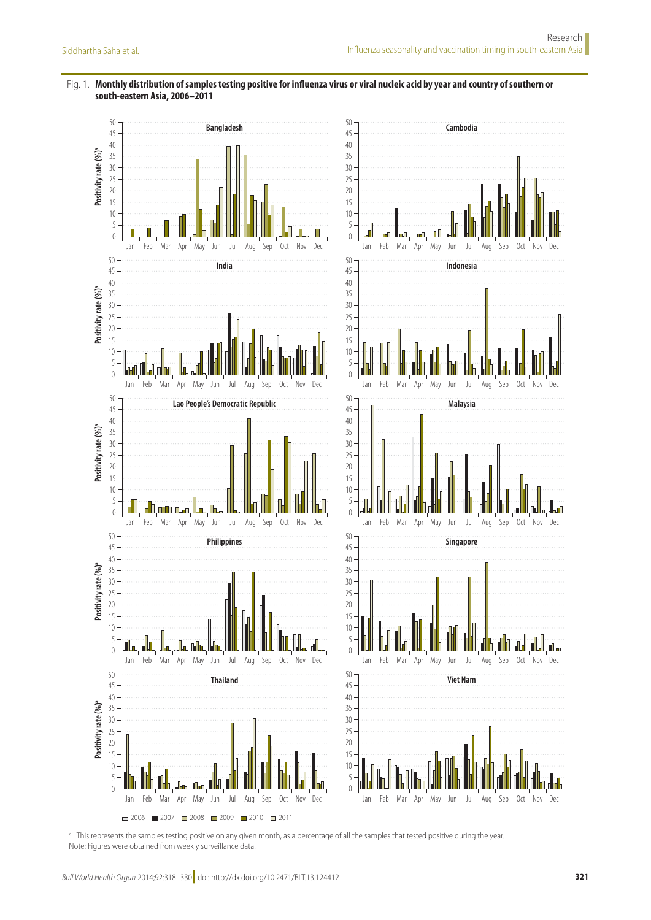Fig. 1. **Monthly distribution of samples testing positive for influenza virus or viral nucleic acid by year and country of southern or south-eastern Asia, 2006–2011**

[a] This represents the samples testing positive on any given month, as a percentage of all the samples that tested positive during the year.

Note: Figures were obtained from weekly surveillance data.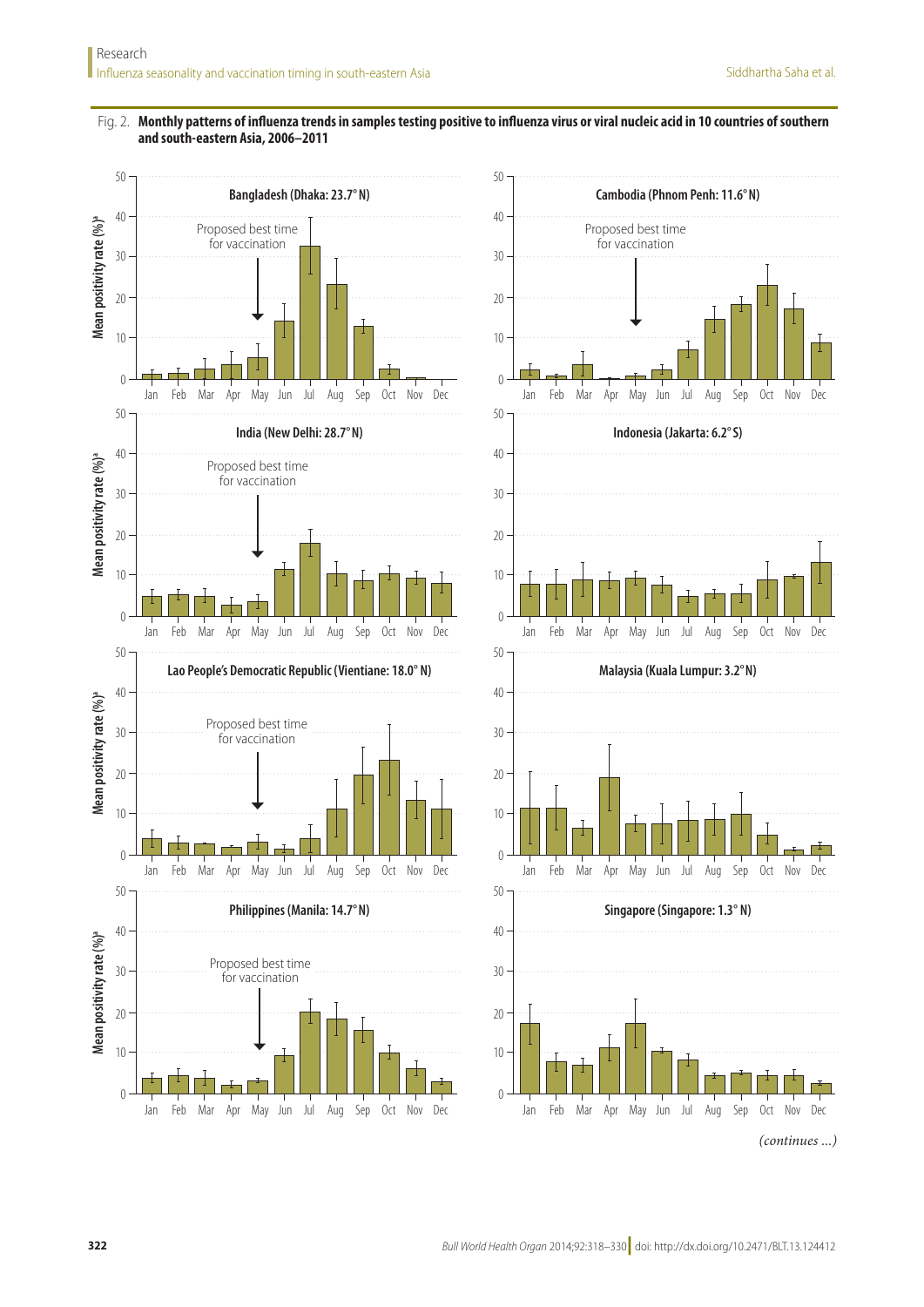Fig. 2. **Monthly patterns of influenza trends in samples testing positive to influenza virus or viral nucleic acid in 10 countries of southern and south-eastern Asia, 2006–2011**

*(continues ...)*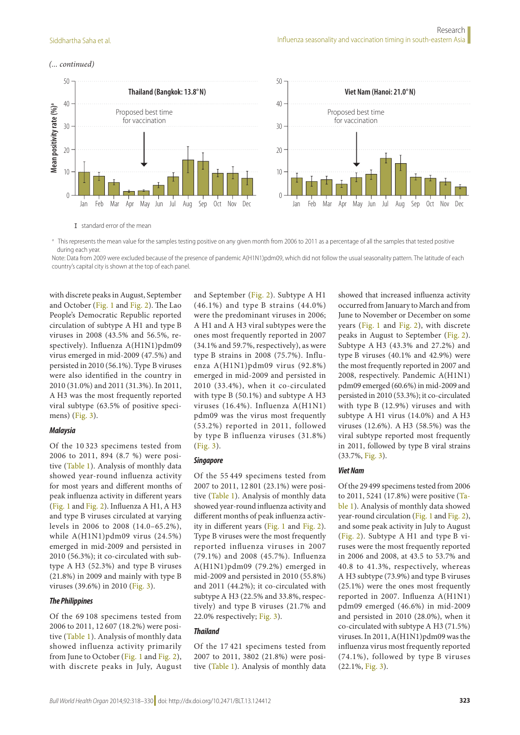*(... continued)*

Thailand (Bangkok: 13.8° N)

Viet Nam (Hanoi: 21.0° N)

Ⅰ standard error of the mean

a This represents the mean value for the samples testing positive on any given month from 2006 to 2011 as a percentage of all the samples that tested positive during each year.

Note: Data from 2009 were excluded because of the presence of pandemic A(H1N1)pdm09, which did not follow the usual seasonality pattern. The latitude of each country's capital city is shown at the top of each panel.

with discrete peaks in August, September and October (Fig. 1 and Fig. 2). The Lao People's Democratic Republic reported circulation of subtype A H1 and type B viruses in 2008 (43.5% and 56.5%, respectively). Influenza A(H1N1)pdm09 virus emerged in mid-2009 (47.5%) and persisted in 2010 (56.1%). Type B viruses were also identified in the country in 2010 (31.0%) and 2011 (31.3%). In 2011, A H3 was the most frequently reported viral subtype (63.5% of positive specimens) (Fig. 3).

### *Malaysia*

Of the 10 323 specimens tested from 2006 to 2011, 894 (8.7 %) were positive (Table 1). Analysis of monthly data showed year-round influenza activity for most years and different months of peak influenza activity in different years (Fig. 1 and Fig. 2). Influenza A H1, A H3 and type B viruses circulated at varying levels in 2006 to 2008 (14.0–65.2%), while A(H1N1)pdm09 virus (24.5%) emerged in mid-2009 and persisted in 2010 (56.3%); it co-circulated with subtype A H3 (52.3%) and type B viruses (21.8%) in 2009 and mainly with type B viruses (39.6%) in 2010 (Fig. 3).

### *The Philippines*

Of the 69 108 specimens tested from 2006 to 2011, 12 607 (18.2%) were positive (Table 1). Analysis of monthly data showed influenza activity primarily from June to October (Fig. 1 and Fig. 2), with discrete peaks in July, August and September (Fig. 2). Subtype A H1 (46.1%) and type B strains (44.0%) were the predominant viruses in 2006; A H1 and A H3 viral subtypes were the ones most frequently reported in 2007 (34.1% and 59.7%, respectively), as were type B strains in 2008 (75.7%). Influenza A(H1N1)pdm09 virus (92.8%) emerged in mid-2009 and persisted in 2010 (33.4%), when it co-circulated with type B (50.1%) and subtype A H3 viruses (16.4%). Influenza A(H1N1) pdm09 was the virus most frequently (53.2%) reported in 2011, followed by type B influenza viruses (31.8%) (Fig. 3).

### *Singapore*

Of the 55 449 specimens tested from 2007 to 2011, 12 801 (23.1%) were positive (Table 1). Analysis of monthly data showed year-round influenza activity and different months of peak influenza activity in different years (Fig. 1 and Fig. 2). Type B viruses were the most frequently reported influenza viruses in 2007 (79.1%) and 2008 (45.7%). Influenza A(H1N1)pdm09 (79.2%) emerged in mid-2009 and persisted in 2010 (55.8%) and 2011 (44.2%); it co-circulated with subtype A H3 (22.5% and 33.8%, respectively) and type B viruses (21.7% and 22.0% respectively; Fig. 3).

### *Thailand*

Of the 17 421 specimens tested from 2007 to 2011, 3802 (21.8%) were positive (Table 1). Analysis of monthly data showed that increased influenza activity occurred from January to March and from June to November or December on some years (Fig. 1 and Fig. 2), with discrete peaks in August to September (Fig. 2). Subtype A H3 (43.3% and 27.2%) and type B viruses (40.1% and 42.9%) were the most frequently reported in 2007 and 2008, respectively. Pandemic A(H1N1) pdm09 emerged (60.6%) in mid-2009 and persisted in 2010 (53.3%); it co-circulated with type B (12.9%) viruses and with subtype A H1 virus (14.0%) and A H3 viruses (12.6%). A H3 (58.5%) was the viral subtype reported most frequently in 2011, followed by type B viral strains (33.7%, Fig. 3).

### *Viet Nam*

Of the 29 499 specimens tested from 2006 to 2011, 5241 (17.8%) were positive (Table 1). Analysis of monthly data showed year-round circulation (Fig. 1 and Fig. 2), and some peak activity in July to August (Fig. 2). Subtype A H1 and type B viruses were the most frequently reported in 2006 and 2008, at 43.5 to 53.7% and 40.8 to 41.3%, respectively, whereas A H3 subtype (73.9%) and type B viruses (25.1%) were the ones most frequently reported in 2007. Influenza A(H1N1) pdm09 (46.6%) emerged in mid-2009 and persisted in 2010 (28.0%), when it co-circulated with subtype A H3 (71.5%) viruses. In 2011, A(H1N1)pdm09 was the influenza virus most frequently reported (74.1%), followed by type B viruses (22.1%, Fig. 3).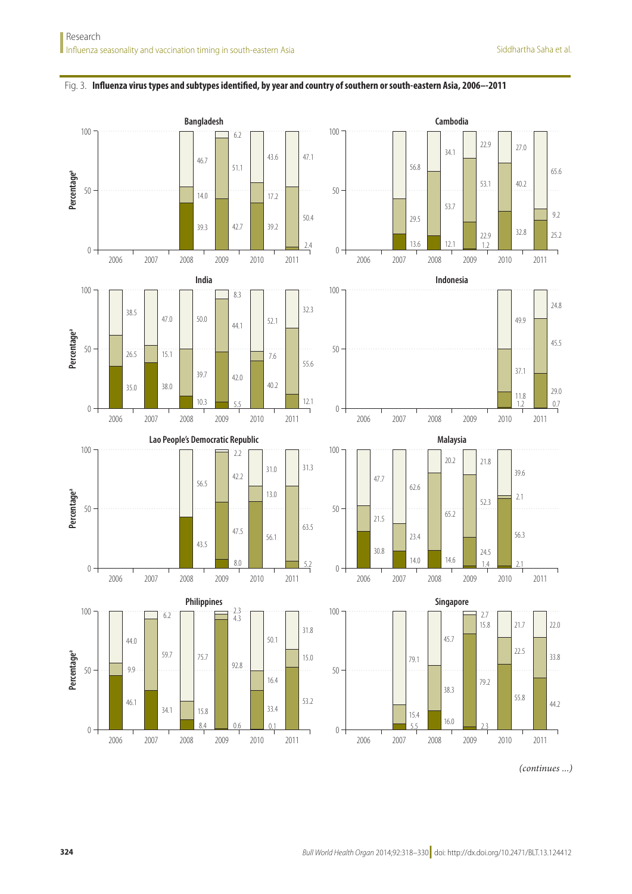Fig. 3. **Influenza virus types and subtypes identified, by year and country of southern or south-eastern Asia, 2006–-2011**

*(continues ...)*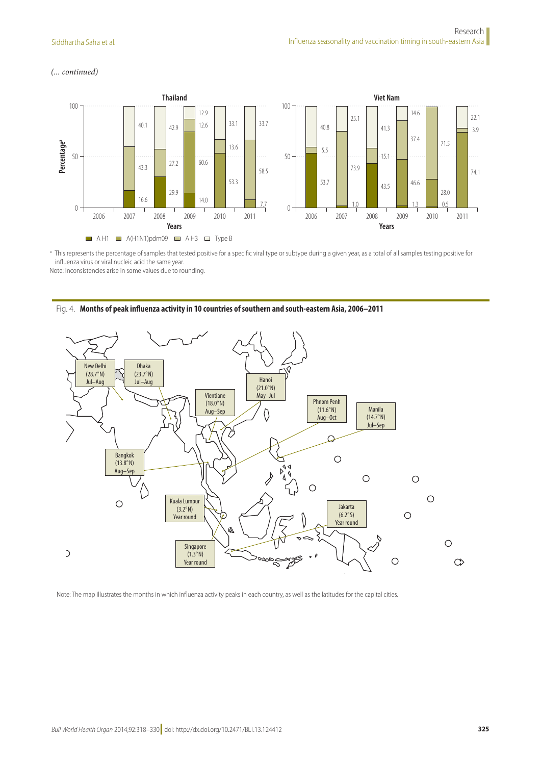*(... continued)*

Thailand

| Year | A H1 | A(H1N1)pdm09 | A H3 | Type B |
|---|---|---|---|---|
| 2006 | | | | |
| 2007 | 16.6 | | 43.3 | 40.1 |
| 2008 | 29.9 | | 27.2 | 42.9 |
| 2009 | 14.0 | 60.6 | 12.6 | 12.9 |
| 2010 | | 53.3 | 13.6 | 33.1 |
| 2011 | | 7.7 | 58.5 | 33.7 |

Viet Nam

| Year | A H1 | A(H1N1)pdm09 | A H3 | Type B |
|---|---|---|---|---|
| 2006 | 53.7 | | 5.5 | 40.8 |
| 2007 | 1.0 | | 73.9 | 25.1 |
| 2008 | 43.5 | | 15.1 | 41.3 |
| 2009 | 1.3 | 46.6 | 37.4 | 14.6 |
| 2010 | 0.5 | 28.0 | 71.5 | |
| 2011 | | 74.1 | 3.9 | 22.1 |

Percentage[a]; Years

■ A H1 ■ A(H1N1)pdm09 ■ A H3 □ Type B

[a] This represents the percentage of samples that tested positive for a specific viral type or subtype during a given year, as a total of all samples testing positive for influenza virus or viral nucleic acid the same year.

Note: Inconsistencies arise in some values due to rounding.

**Fig. 4. Months of peak influenza activity in 10 countries of southern and south-eastern Asia, 2006–2011**

| City | Latitude | Peak months |
|---|---|---|
| New Delhi | 28.7°N | Jul–Aug |
| Dhaka | 23.7°N | Jul–Aug |
| Hanoi | 21.0°N | May–Jul |
| Vientiane | 18.0°N | Aug–Sep |
| Phnom Penh | 11.6°N | Aug–Oct |
| Manila | 14.7°N | Jul–Sep |
| Bangkok | 13.8°N | Aug–Sep |
| Kuala Lumpur | 3.2°N | Year round |
| Jakarta | 6.2°S | Year round |
| Singapore | 1.3°N | Year round |

Note: The map illustrates the months in which influenza activity peaks in each country, as well as the latitudes for the capital cities.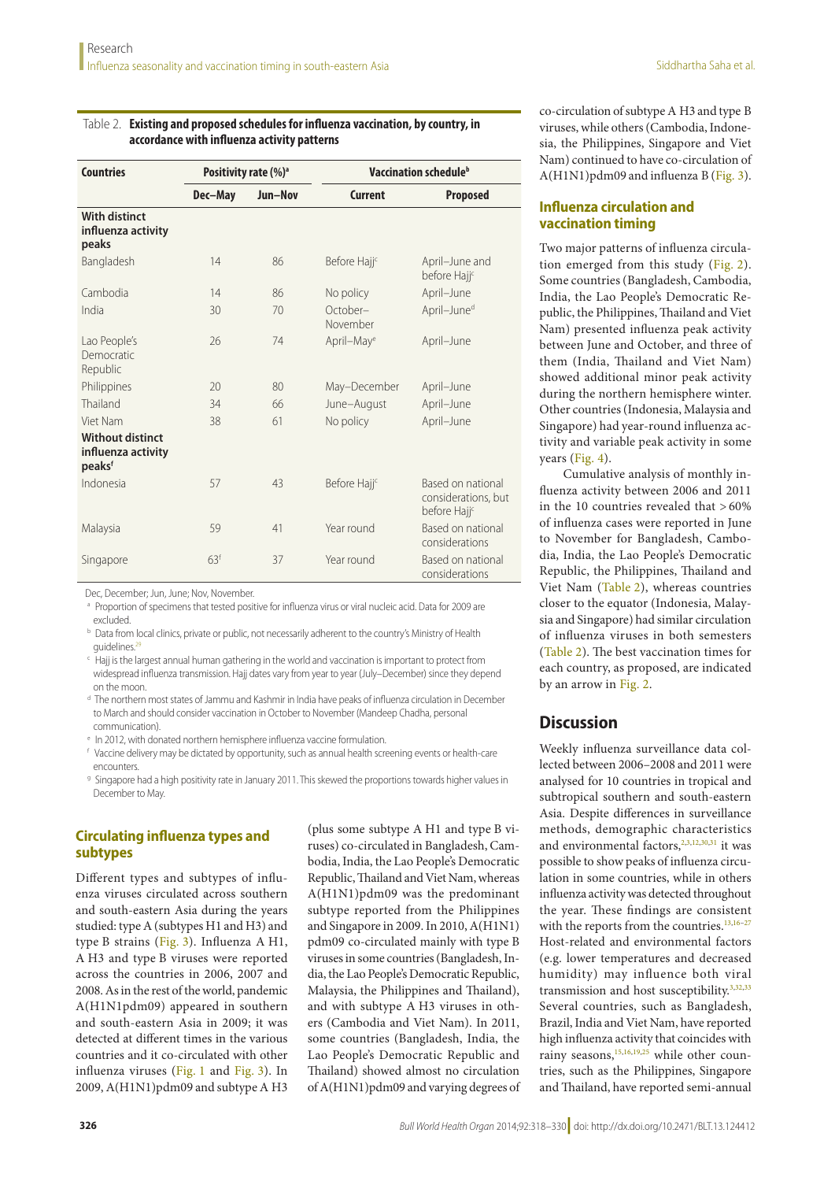Table 2. **Existing and proposed schedules for influenza vaccination, by country, in accordance with influenza activity patterns**

| Countries | Positivity rate (%)[a] | | Vaccination schedule[b] | |
|---|---|---|---|---|
| | Dec–May | Jun–Nov | Current | Proposed |
| **With distinct influenza activity peaks** | | | | |
| Bangladesh | 14 | 86 | Before Hajj[c] | April–June and before Hajj[c] |
| Cambodia | 14 | 86 | No policy | April–June |
| India | 30 | 70 | October–November | April–June[d] |
| Lao People's Democratic Republic | 26 | 74 | April–May[e] | April–June |
| Philippines | 20 | 80 | May–December | April–June |
| Thailand | 34 | 66 | June–August | April–June |
| Viet Nam | 38 | 61 | No policy | April–June |
| **Without distinct influenza activity peaks[f]** | | | | |
| Indonesia | 57 | 43 | Before Hajj[c] | Based on national considerations, but before Hajj[c] |
| Malaysia | 59 | 41 | Year round | Based on national considerations |
| Singapore | 63[f] | 37 | Year round | Based on national considerations |

Dec, December; Jun, June; Nov, November.

[a] Proportion of specimens that tested positive for influenza virus or viral nucleic acid. Data for 2009 are excluded.

[b] Data from local clinics, private or public, not necessarily adherent to the country's Ministry of Health guidelines.[29]

[c] Hajj is the largest annual human gathering in the world and vaccination is important to protect from widespread influenza transmission. Hajj dates vary from year to year (July–December) since they depend on the moon.

[d] The northern most states of Jammu and Kashmir in India have peaks of influenza circulation in December to March and should consider vaccination in October to November (Mandeep Chadha, personal communication).

[e] In 2012, with donated northern hemisphere influenza vaccine formulation.

[f] Vaccine delivery may be dictated by opportunity, such as annual health screening events or health-care encounters.

[g] Singapore had a high positivity rate in January 2011. This skewed the proportions towards higher values in December to May.

### Circulating influenza types and subtypes

Different types and subtypes of influenza viruses circulated across southern and south-eastern Asia during the years studied: type A (subtypes H1 and H3) and type B strains (Fig. 3). Influenza A H1, A H3 and type B viruses were reported across the countries in 2006, 2007 and 2008. As in the rest of the world, pandemic A(H1N1pdm09) appeared in southern and south-eastern Asia in 2009; it was detected at different times in the various countries and it co-circulated with other influenza viruses (Fig. 1 and Fig. 3). In 2009, A(H1N1)pdm09 and subtype A H3 (plus some subtype A H1 and type B viruses) co-circulated in Bangladesh, Cambodia, India, the Lao People's Democratic Republic, Thailand and Viet Nam, whereas A(H1N1)pdm09 was the predominant subtype reported from the Philippines and Singapore in 2009. In 2010, A(H1N1)pdm09 co-circulated mainly with type B viruses in some countries (Bangladesh, India, the Lao People's Democratic Republic, Malaysia, the Philippines and Thailand), and with subtype A H3 viruses in others (Cambodia and Viet Nam). In 2011, some countries (Bangladesh, India, the Lao People's Democratic Republic and Thailand) showed almost no circulation of A(H1N1)pdm09 and varying degrees of co-circulation of subtype A H3 and type B viruses, while others (Cambodia, Indonesia, the Philippines, Singapore and Viet Nam) continued to have co-circulation of A(H1N1)pdm09 and influenza B (Fig. 3).

### Influenza circulation and vaccination timing

Two major patterns of influenza circulation emerged from this study (Fig. 2). Some countries (Bangladesh, Cambodia, India, the Lao People's Democratic Republic, the Philippines, Thailand and Viet Nam) presented influenza peak activity between June and October, and three of them (India, Thailand and Viet Nam) showed additional minor peak activity during the northern hemisphere winter. Other countries (Indonesia, Malaysia and Singapore) had year-round influenza activity and variable peak activity in some years (Fig. 4).

Cumulative analysis of monthly influenza activity between 2006 and 2011 in the 10 countries revealed that > 60% of influenza cases were reported in June to November for Bangladesh, Cambodia, India, the Lao People's Democratic Republic, the Philippines, Thailand and Viet Nam (Table 2), whereas countries closer to the equator (Indonesia, Malaysia and Singapore) had similar circulation of influenza viruses in both semesters (Table 2). The best vaccination times for each country, as proposed, are indicated by an arrow in Fig. 2.

## Discussion

Weekly influenza surveillance data collected between 2006–2008 and 2011 were analysed for 10 countries in tropical and subtropical southern and south-eastern Asia. Despite differences in surveillance methods, demographic characteristics and environmental factors,[2,3,12,30,31] it was possible to show peaks of influenza circulation in some countries, while in others influenza activity was detected throughout the year. These findings are consistent with the reports from the countries.[13,16–27] Host-related and environmental factors (e.g. lower temperatures and decreased humidity) may influence both viral transmission and host susceptibility.[3,32,33] Several countries, such as Bangladesh, Brazil, India and Viet Nam, have reported high influenza activity that coincides with rainy seasons,[15,16,19,25] while other countries, such as the Philippines, Singapore and Thailand, have reported semi-annual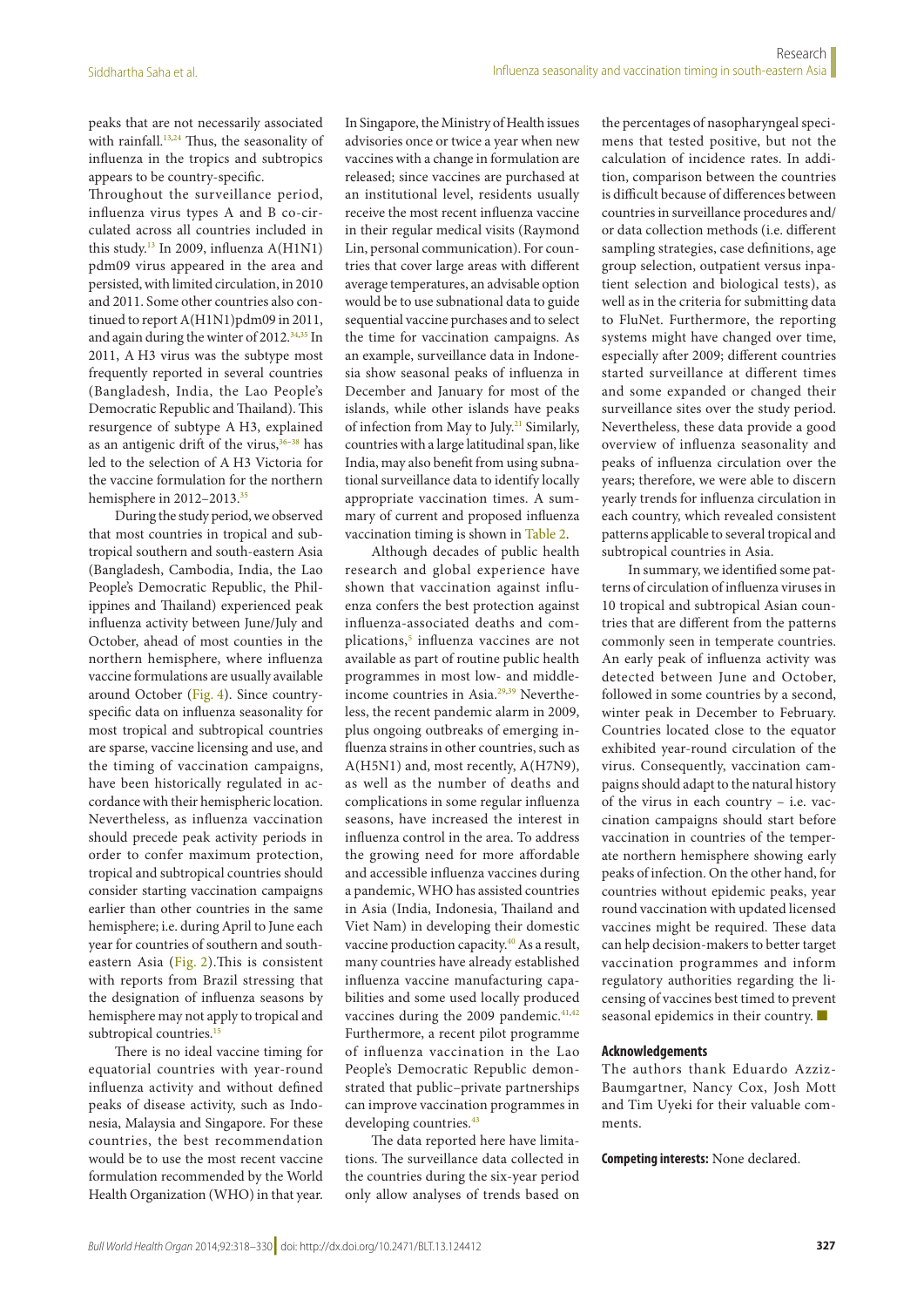peaks that are not necessarily associated with rainfall.[13,24] Thus, the seasonality of influenza in the tropics and subtropics appears to be country-specific.

Throughout the surveillance period, influenza virus types A and B co-circulated across all countries included in this study.[13] In 2009, influenza A(H1N1) pdm09 virus appeared in the area and persisted, with limited circulation, in 2010 and 2011. Some other countries also continued to report A(H1N1)pdm09 in 2011, and again during the winter of 2012.[34,35] In 2011, A H3 virus was the subtype most frequently reported in several countries (Bangladesh, India, the Lao People's Democratic Republic and Thailand). This resurgence of subtype A H3, explained as an antigenic drift of the virus,[36–38] has led to the selection of A H3 Victoria for the vaccine formulation for the northern hemisphere in 2012–2013.[35]

During the study period, we observed that most countries in tropical and subtropical southern and south-eastern Asia (Bangladesh, Cambodia, India, the Lao People's Democratic Republic, the Philippines and Thailand) experienced peak influenza activity between June/July and October, ahead of most countries in the northern hemisphere, where influenza vaccine formulations are usually available around October (Fig. 4). Since country-specific data on influenza seasonality for most tropical and subtropical countries are sparse, vaccine licensing and use, and the timing of vaccination campaigns, have been historically regulated in accordance with their hemispheric location. Nevertheless, as influenza vaccination should precede peak activity periods in order to confer maximum protection, tropical and subtropical countries should consider starting vaccination campaigns earlier than other countries in the same hemisphere; i.e. during April to June each year for countries of southern and south-eastern Asia (Fig. 2).This is consistent with reports from Brazil stressing that the designation of influenza seasons by hemisphere may not apply to tropical and subtropical countries.[15]

There is no ideal vaccine timing for equatorial countries with year-round influenza activity and without defined peaks of disease activity, such as Indonesia, Malaysia and Singapore. For these countries, the best recommendation would be to use the most recent vaccine formulation recommended by the World Health Organization (WHO) in that year. In Singapore, the Ministry of Health issues advisories once or twice a year when new vaccines with a change in formulation are released; since vaccines are purchased at an institutional level, residents usually receive the most recent influenza vaccine in their regular medical visits (Raymond Lin, personal communication). For countries that cover large areas with different average temperatures, an advisable option would be to use subnational data to guide sequential vaccine purchases and to select the time for vaccination campaigns. As an example, surveillance data in Indonesia show seasonal peaks of influenza in December and January for most of the islands, while other islands have peaks of infection from May to July.[21] Similarly, countries with a large latitudinal span, like India, may also benefit from using subnational surveillance data to identify locally appropriate vaccination times. A summary of current and proposed influenza vaccination timing is shown in Table 2.

Although decades of public health research and global experience have shown that vaccination against influenza confers the best protection against influenza-associated deaths and complications,[5] influenza vaccines are not available as part of routine public health programmes in most low- and middle-income countries in Asia.[29,39] Nevertheless, the recent pandemic alarm in 2009, plus ongoing outbreaks of emerging influenza strains in other countries, such as A(H5N1) and, most recently, A(H7N9), as well as the number of deaths and complications in some regular influenza seasons, have increased the interest in influenza control in the area. To address the growing need for more affordable and accessible influenza vaccines during a pandemic, WHO has assisted countries in Asia (India, Indonesia, Thailand and Viet Nam) in developing their domestic vaccine production capacity.[40] As a result, many countries have already established influenza vaccine manufacturing capabilities and some used locally produced vaccines during the 2009 pandemic.[41,42] Furthermore, a recent pilot programme of influenza vaccination in the Lao People's Democratic Republic demonstrated that public–private partnerships can improve vaccination programmes in developing countries.[43]

The data reported here have limitations. The surveillance data collected in the countries during the six-year period only allow analyses of trends based on the percentages of nasopharyngeal specimens that tested positive, but not the calculation of incidence rates. In addition, comparison between the countries is difficult because of differences between countries in surveillance procedures and/or data collection methods (i.e. different sampling strategies, case definitions, age group selection, outpatient versus inpatient selection and biological tests), as well as in the criteria for submitting data to FluNet. Furthermore, the reporting systems might have changed over time, especially after 2009; different countries started surveillance at different times and some expanded or changed their surveillance sites over the study period. Nevertheless, these data provide a good overview of influenza seasonality and peaks of influenza circulation over the years; therefore, we were able to discern yearly trends for influenza circulation in each country, which revealed consistent patterns applicable to several tropical and subtropical countries in Asia.

In summary, we identified some patterns of circulation of influenza viruses in 10 tropical and subtropical Asian countries that are different from the patterns commonly seen in temperate countries. An early peak of influenza activity was detected between June and October, followed in some countries by a second, winter peak in December to February. Countries located close to the equator exhibited year-round circulation of the virus. Consequently, vaccination campaigns should adapt to the natural history of the virus in each country – i.e. vaccination campaigns should start before vaccination in countries of the temperate northern hemisphere showing early peaks of infection. On the other hand, for countries without epidemic peaks, year round vaccination with updated licensed vaccines might be required. These data can help decision-makers to better target vaccination programmes and inform regulatory authorities regarding the licensing of vaccines best timed to prevent seasonal epidemics in their country. ■

#### Acknowledgements

The authors thank Eduardo Azziz-Baumgartner, Nancy Cox, Josh Mott and Tim Uyeki for their valuable comments.

**Competing interests:** None declared.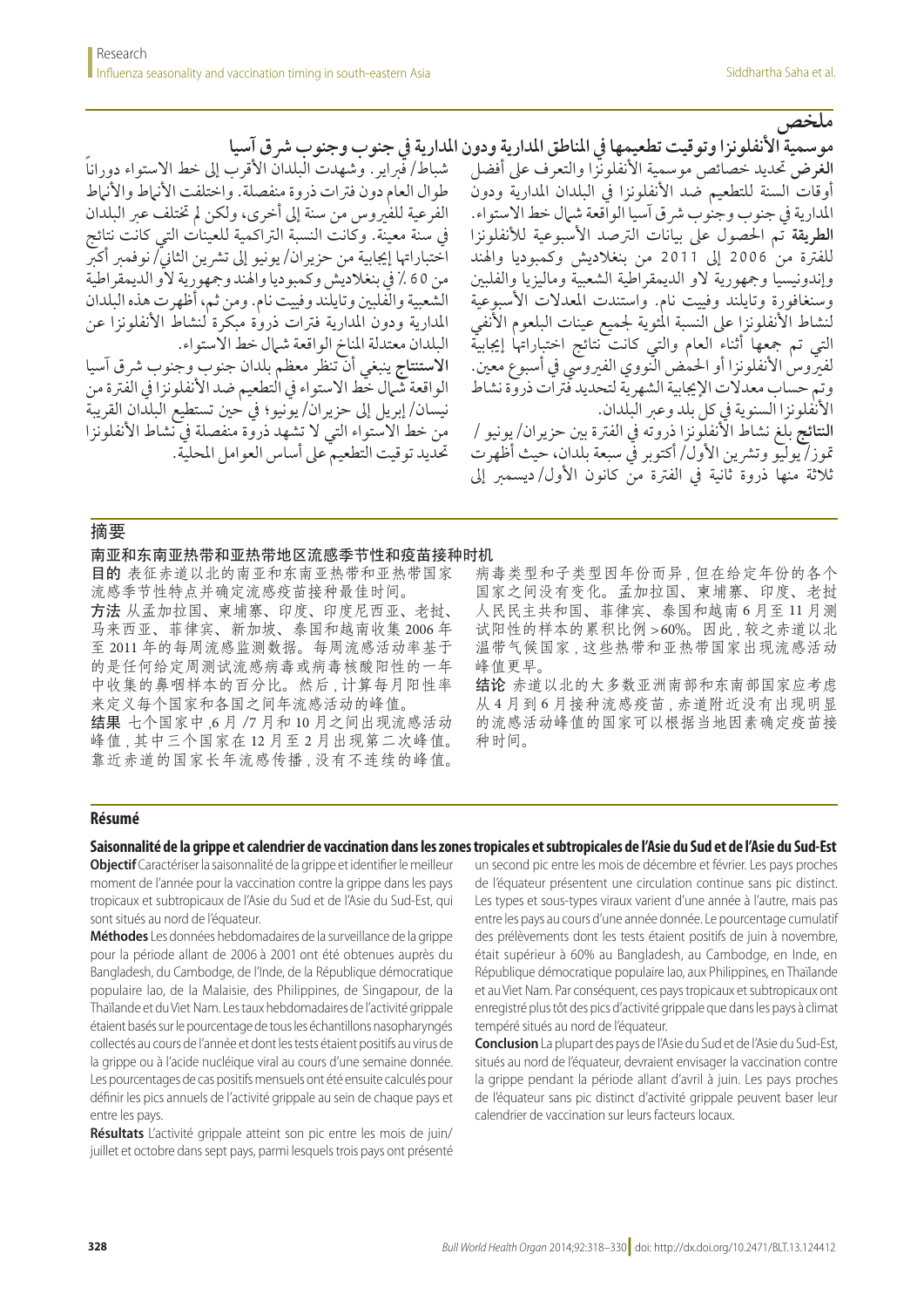## ملخص

### موسمية الأنفلونزا وتوقيت تطعيمها في المناطق المدارية ودون المدارية في جنوب وجنوب شرق آسيا

**الغرض** تحديد خصائص موسمية الأنفلونزا والتعرف على أفضل أوقات السنة للتطعيم ضد الأنفلونزا في البلدان المدارية ودون المدارية في جنوب وجنوب شرق آسيا الواقعة شمال خط الاستواء.

**الطريقة** تم الحصول على بيانات الترصد الأسبوعية للأنفلونزا للفترة من 2006 إلى 2011 من بنغلاديش وكمبوديا والهند وإندونيسيا وجمهورية لاو الديمقراطية الشعبية وماليزيا والفلبين وسنغافورة وتايلند وفييت نام. واستندت المعدلات الأسبوعية لنشاط الأنفلونزا على النسبة المئوية لجميع عينات البلعوم الأنفي التي تم جمعها أثناء العام والتي كانت نتائج اختباراتها إيجابية لفيروس الأنفلونزا أو الحمض النووي الفيروسي في أسبوع معين. وتم حساب معدلات الإيجابية الشهرية لتحديد فترات ذروة نشاط الأنفلونزا السنوية في كل بلد وعبر البلدان.

**النتائج** بلغ نشاط الأنفلونزا ذروته في الفترة بين حزيران/ يونيو / تموز/ يوليو وتشرين الأول/ أكتوبر في سبعة بلدان، حيث أظهرت ثلاثة منها ذروة ثانية في الفترة من كانون الأول/ ديسمبر إلى شباط/ فبراير. وشهدت البلدان الأقرب إلى خط الاستواء دوراناً طوال العام دون فترات ذروة منفصلة. واختلفت الأنماط والأنماط الفرعية للفيروس من سنة إلى أخرى، ولكن لم تختلف عبر البلدان في سنة معينة. وكانت النسبة التراكمية للعينات التي كانت نتائج اختباراتها إيجابية من حزيران/ يونيو إلى تشرين الثاني/ نوفمبر أكبر من 60 ٪ في بنغلاديش وكمبوديا والهند وجمهورية لاو الديمقراطية الشعبية والفلبين وتايلند وفييت نام. ومن ثم، أظهرت هذه البلدان المدارية ودون المدارية فترات ذروة مبكرة لنشاط الأنفلونزا عن البلدان معتدلة المناخ الواقعة شمال خط الاستواء.

**الاستنتاج** ينبغي أن تنظر معظم بلدان جنوب وجنوب شرق آسيا الواقعة شمال خط الاستواء في التطعيم ضد الأنفلونزا في الفترة من نيسان/ إبريل إلى حزيران/ يونيو؛ في حين تستطيع البلدان القريبة من خط الاستواء التي لا تشهد ذروة منفصلة في نشاط الأنفلونزا تحديد توقيت التطعيم على أساس العوامل المحلية.

## 摘要

### 南亚和东南亚热带和亚热带地区流感季节性和疫苗接种时机

**目的** 表征赤道以北的南亚和东南亚热带和亚热带国家流感季节性特点并确定流感疫苗接种最佳时间。

**方法** 从孟加拉国、柬埔寨、印度、印度尼西亚、老挝、马来西亚、菲律宾、新加坡、泰国和越南收集 2006 年至 2011 年的每周流感监测数据。每周流感活动率基于的是在任何给定周测试流感病毒或病毒核酸阳性的一年中收集的鼻咽样本的百分比。然后，计算每月阳性率来定义每个国家和各国之间年流感活动的峰值。

**结果** 七个国家中，6 月 /7 月和 10 月之间出现流感活动峰值，其中三个国家在 12 月至 2 月出现第二次峰值。靠近赤道的国家长年流感传播，没有不连续的峰值。病毒类型和子类型因年份而异，但在给定年份的各个国家之间没有变化。孟加拉国、柬埔寨、印度、老挝人民民主共和国、菲律宾、泰国和越南 6 月至 11 月测试阳性的样本的累积比例 >60%。因此，较之赤道以北温带气候国家，这些热带和亚热带国家出现流感活动峰值更早。

**结论** 赤道以北的大多数亚洲南部和东南部国家应考虑从 4 月到 6 月接种流感疫苗，赤道附近没有出现明显的流感活动峰值的国家可以根据当地因素确定疫苗接种时间。

## Résumé

### Saisonnalité de la grippe et calendrier de vaccination dans les zones tropicales et subtropicales de l'Asie du Sud et de l'Asie du Sud-Est

**Objectif** Caractériser la saisonnalité de la grippe et identifier le meilleur moment de l'année pour la vaccination contre la grippe dans les pays tropicaux et subtropicaux de l'Asie du Sud et de l'Asie du Sud-Est, qui sont situés au nord de l'équateur.

**Méthodes** Les données hebdomadaires de la surveillance de la grippe pour la période allant de 2006 à 2001 ont été obtenues auprès du Bangladesh, du Cambodge, de l'Inde, de la République démocratique populaire lao, de la Malaisie, des Philippines, de Singapour, de la Thaïlande et du Viet Nam. Les taux hebdomadaires de l'activité grippale étaient basés sur le pourcentage de tous les échantillons nasopharyngés collectés au cours de l'année et dont les tests étaient positifs au virus de la grippe ou à l'acide nucléique viral au cours d'une semaine donnée. Les pourcentages de cas positifs mensuels ont été ensuite calculés pour définir les pics annuels de l'activité grippale au sein de chaque pays et entre les pays.

**Résultats** L'activité grippale atteint son pic entre les mois de juin/juillet et octobre dans sept pays, parmi lesquels trois pays ont présenté un second pic entre les mois de décembre et février. Les pays proches de l'équateur présentent une circulation continue sans pic distinct. Les types et sous-types viraux varient d'une année à l'autre, mais pas entre les pays au cours d'une année donnée. Le pourcentage cumulatif des prélèvements dont les tests étaient positifs de juin à novembre, était supérieur à 60% au Bangladesh, au Cambodge, en Inde, en République démocratique populaire lao, aux Philippines, en Thaïlande et au Viet Nam. Par conséquent, ces pays tropicaux et subtropicaux ont enregistré plus tôt des pics d'activité grippale que dans les pays à climat tempéré situés au nord de l'équateur.

**Conclusion** La plupart des pays de l'Asie du Sud et de l'Asie du Sud-Est, situés au nord de l'équateur, devraient envisager la vaccination contre la grippe pendant la période allant d'avril à juin. Les pays proches de l'équateur sans pic distinct d'activité grippale peuvent baser leur calendrier de vaccination sur leurs facteurs locaux.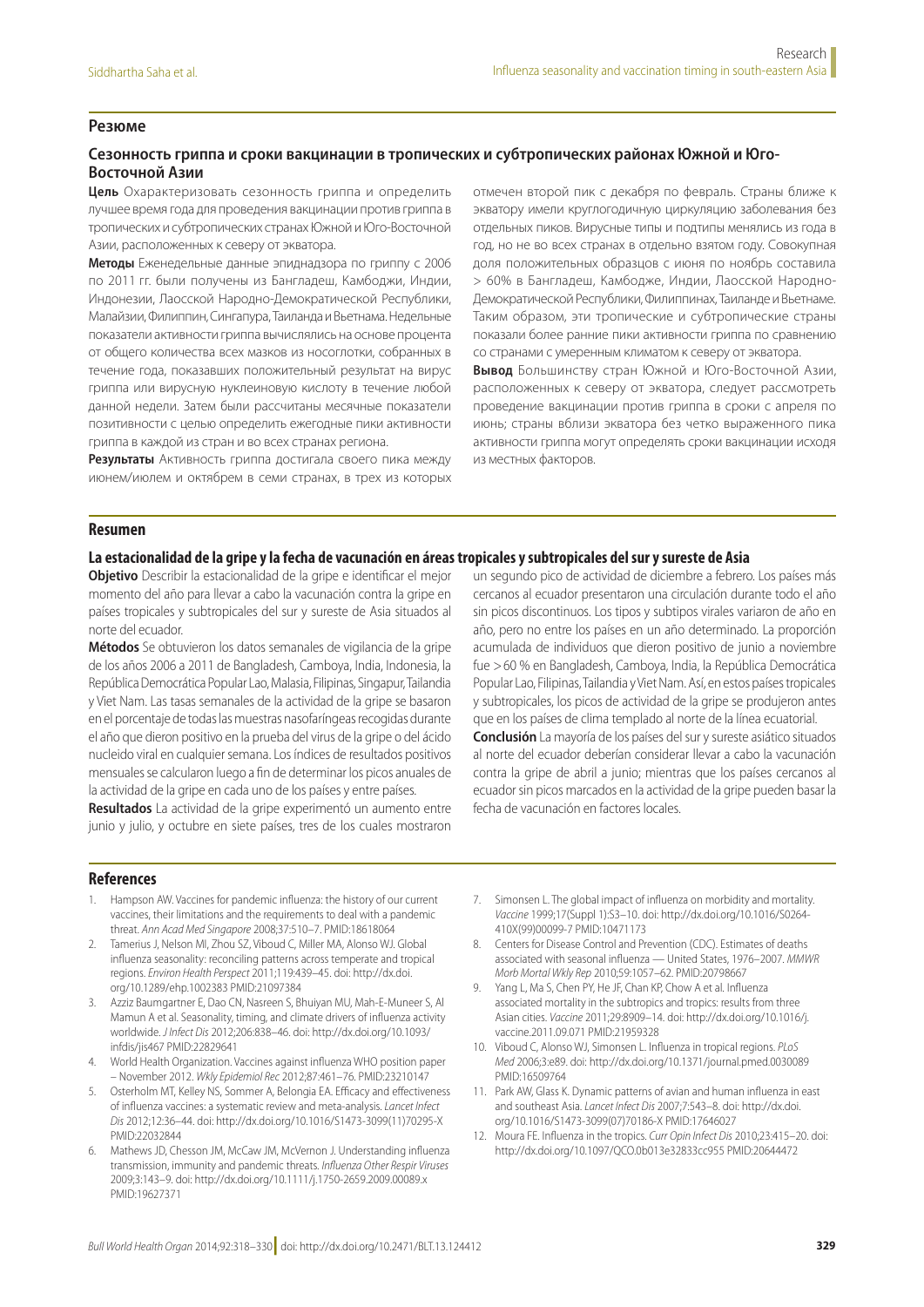## Резюме

### Сезонность гриппа и сроки вакцинации в тропических и субтропических районах Южной и Юго-Восточной Азии

**Цель** Охарактеризовать сезонность гриппа и определить лучшее время года для проведения вакцинации против гриппа в тропических и субтропических странах Южной и Юго-Восточной Азии, расположенных к северу от экватора.

**Методы** Еженедельные данные эпиднадзора по гриппу с 2006 по 2011 гг. были получены из Бангладеш, Камбоджи, Индии, Индонезии, Лаосской Народно-Демократической Республики, Малайзии, Филиппин, Сингапура, Таиланда и Вьетнама. Недельные показатели активности гриппа вычислялись на основе процента от общего количества всех мазков из носоглотки, собранных в течение года, показавших положительный результат на вирус гриппа или вирусную нуклеиновую кислоту в течение любой данной недели. Затем были рассчитаны месячные показатели позитивности с целью определить ежегодные пики активности гриппа в каждой из стран и во всех странах региона.

**Результаты** Активность гриппа достигала своего пика между июнем/июлем и октябрем в семи странах, в трех из которых отмечен второй пик с декабря по февраль. Страны ближе к экватору имели круглогодичную циркуляцию заболевания без отдельных пиков. Вирусные типы и подтипы менялись из года в год, но не во всех странах в отдельно взятом году. Совокупная доля положительных образцов с июня по ноябрь составила > 60% в Бангладеш, Камбодже, Индии, Лаосской Народно-Демократической Республики, Филиппинах, Таиланде и Вьетнаме. Таким образом, эти тропические и субтропические страны показали более ранние пики активности гриппа по сравнению со странами с умеренным климатом к северу от экватора.

**Вывод** Большинству стран Южной и Юго-Восточной Азии, расположенных к северу от экватора, следует рассмотреть проведение вакцинации против гриппа в сроки с апреля по июнь; страны вблизи экватора без четко выраженного пика активности гриппа могут определять сроки вакцинации исходя из местных факторов.

## Resumen

### La estacionalidad de la gripe y la fecha de vacunación en áreas tropicales y subtropicales del sur y sureste de Asia

**Objetivo** Describir la estacionalidad de la gripe e identificar el mejor momento del año para llevar a cabo la vacunación contra la gripe en países tropicales y subtropicales del sur y sureste de Asia situados al norte del ecuador.

**Métodos** Se obtuvieron los datos semanales de vigilancia de la gripe de los años 2006 a 2011 de Bangladesh, Camboya, India, Indonesia, la República Democrática Popular Lao, Malasia, Filipinas, Singapur, Tailandia y Viet Nam. Las tasas semanales de la actividad de la gripe se basaron en el porcentaje de todas las muestras nasofaríngeas recogidas durante el año que dieron positivo en la prueba del virus de la gripe o del ácido nucleido viral en cualquier semana. Los índices de resultados positivos mensuales se calcularon luego a fin de determinar los picos anuales de la actividad de la gripe en cada uno de los países y entre países.

**Resultados** La actividad de la gripe experimentó un aumento entre junio y julio, y octubre en siete países, tres de los cuales mostraron un segundo pico de actividad de diciembre a febrero. Los países más cercanos al ecuador presentaron una circulación durante todo el año sin picos discontinuos. Los tipos y subtipos virales variaron de año en año, pero no entre los países en un año determinado. La proporción acumulada de individuos que dieron positivo de junio a noviembre fue > 60 % en Bangladesh, Camboya, India, la República Democrática Popular Lao, Filipinas, Tailandia y Viet Nam. Así, en estos países tropicales y subtropicales, los picos de actividad de la gripe se produjeron antes que en los países de clima templado al norte de la línea ecuatorial.

**Conclusión** La mayoría de los países del sur y sureste asiático situados al norte del ecuador deberían considerar llevar a cabo la vacunación contra la gripe de abril a junio; mientras que los países cercanos al ecuador sin picos marcados en la actividad de la gripe pueden basar la fecha de vacunación en factores locales.

## References

1. Hampson AW. Vaccines for pandemic influenza: the history of our current vaccines, their limitations and the requirements to deal with a pandemic threat. *Ann Acad Med Singapore* 2008;37:510–7. PMID:18618064
2. Tamerius J, Nelson MI, Zhou SZ, Viboud C, Miller MA, Alonso WJ. Global influenza seasonality: reconciling patterns across temperate and tropical regions. *Environ Health Perspect* 2011;119:439–45. doi: http://dx.doi.org/10.1289/ehp.1002383 PMID:21097384
3. Azziz Baumgartner E, Dao CN, Nasreen S, Bhuiyan MU, Mah-E-Muneer S, Al Mamun A et al. Seasonality, timing, and climate drivers of influenza activity worldwide. *J Infect Dis* 2012;206:838–46. doi: http://dx.doi.org/10.1093/infdis/jis467 PMID:22829641
4. World Health Organization. Vaccines against influenza WHO position paper – November 2012. *Wkly Epidemiol Rec* 2012;87:461–76. PMID:23210147
5. Osterholm MT, Kelley NS, Sommer A, Belongia EA. Efficacy and effectiveness of influenza vaccines: a systematic review and meta-analysis. *Lancet Infect Dis* 2012;12:36–44. doi: http://dx.doi.org/10.1016/S1473-3099(11)70295-X PMID:22032844
6. Mathews JD, Chesson JM, McCaw JM, McVernon J. Understanding influenza transmission, immunity and pandemic threats. *Influenza Other Respir Viruses* 2009;3:143–9. doi: http://dx.doi.org/10.1111/j.1750-2659.2009.00089.x PMID:19627371
7. Simonsen L. The global impact of influenza on morbidity and mortality. *Vaccine* 1999;17(Suppl 1):S3–10. doi: http://dx.doi.org/10.1016/S0264-410X(99)00099-7 PMID:10471173
8. Centers for Disease Control and Prevention (CDC). Estimates of deaths associated with seasonal influenza — United States, 1976–2007. *MMWR Morb Mortal Wkly Rep* 2010;59:1057–62. PMID:20798667
9. Yang L, Ma S, Chen PY, He JF, Chan KP, Chow A et al. Influenza associated mortality in the subtropics and tropics: results from three Asian cities. *Vaccine* 2011;29:8909–14. doi: http://dx.doi.org/10.1016/j.vaccine.2011.09.071 PMID:21959328
10. Viboud C, Alonso WJ, Simonsen L. Influenza in tropical regions. *PLoS Med* 2006;3:e89. doi: http://dx.doi.org/10.1371/journal.pmed.0030089 PMID:16509764
11. Park AW, Glass K. Dynamic patterns of avian and human influenza in east and southeast Asia. *Lancet Infect Dis* 2007;7:543–8. doi: http://dx.doi.org/10.1016/S1473-3099(07)70186-X PMID:17646027
12. Moura FE. Influenza in the tropics. *Curr Opin Infect Dis* 2010;23:415–20. doi: http://dx.doi.org/10.1097/QCO.0b013e32833cc955 PMID:20644472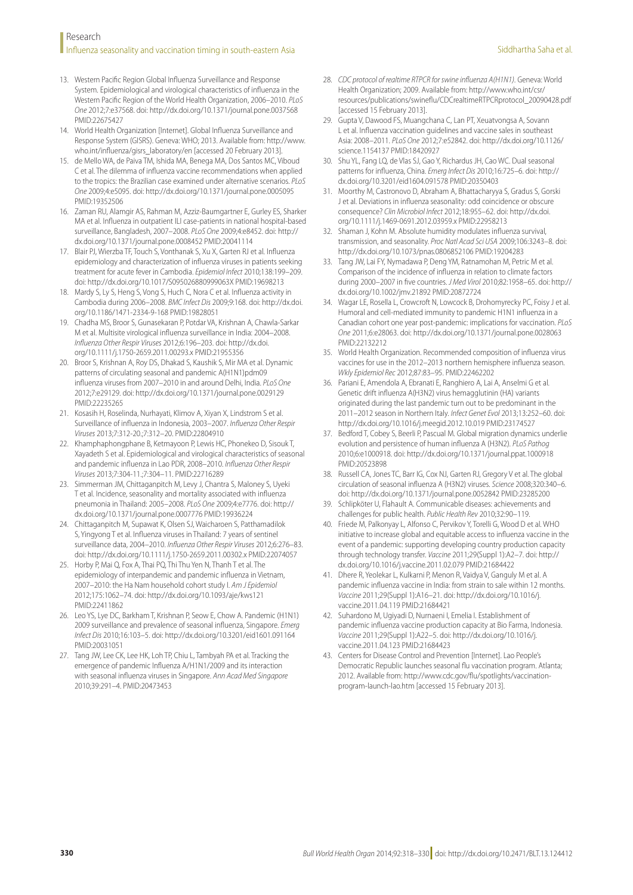13. Western Pacific Region Global Influenza Surveillance and Response System. Epidemiological and virological characteristics of influenza in the Western Pacific Region of the World Health Organization, 2006–2010. *PLoS One* 2012;7:e37568. doi: http://dx.doi.org/10.1371/journal.pone.0037568 PMID:22675427
14. World Health Organization [Internet]. Global Influenza Surveillance and Response System (GISRS). Geneva: WHO; 2013. Available from: http://www.who.int/influenza/gisrs_laboratory/en [accessed 20 February 2013].
15. de Mello WA, de Paiva TM, Ishida MA, Benega MA, Dos Santos MC, Viboud C et al. The dilemma of influenza vaccine recommendations when applied to the tropics: the Brazilian case examined under alternative scenarios. *PLoS One* 2009;4:e5095. doi: http://dx.doi.org/10.1371/journal.pone.0005095 PMID:19352506
16. Zaman RU, Alamgir AS, Rahman M, Azziz-Baumgartner E, Gurley ES, Sharker MA et al. Influenza in outpatient ILI case-patients in national hospital-based surveillance, Bangladesh, 2007–2008. *PLoS One* 2009;4:e8452. doi: http://dx.doi.org/10.1371/journal.pone.0008452 PMID:20041114
17. Blair PJ, Wierzba TF, Touch S, Vonthanak S, Xu X, Garten RJ et al. Influenza epidemiology and characterization of influenza viruses in patients seeking treatment for acute fever in Cambodia. *Epidemiol Infect* 2010;138:199–209. doi: http://dx.doi.org/10.1017/S095026880999063X PMID:19698213
18. Mardy S, Ly S, Heng S, Vong S, Huch C, Nora C et al. Influenza activity in Cambodia during 2006–2008. *BMC Infect Dis* 2009;9:168. doi: http://dx.doi.org/10.1186/1471-2334-9-168 PMID:19828051
19. Chadha MS, Broor S, Gunasekaran P, Potdar VA, Krishnan A, Chawla-Sarkar M et al. Multisite virological influenza surveillance in India: 2004–2008. *Influenza Other Respir Viruses* 2012;6:196–203. doi: http://dx.doi.org/10.1111/j.1750-2659.2011.00293.x PMID:21955356
20. Broor S, Krishnan A, Roy DS, Dhakad S, Kaushik S, Mir MA et al. Dynamic patterns of circulating seasonal and pandemic A(H1N1)pdm09 influenza viruses from 2007–2010 in and around Delhi, India. *PLoS One* 2012;7:e29129. doi: http://dx.doi.org/10.1371/journal.pone.0029129 PMID:22235265
21. Kosasih H, Roselinda, Nurhayati, Klimov A, Xiyan X, Lindstrom S et al. Surveillance of influenza in Indonesia, 2003–2007. *Influenza Other Respir Viruses* 2013;7:312-20.;7:312–20. PMID:22804910
22. Khamphaphongphane B, Ketmayoon P, Lewis HC, Phonekeo D, Sisouk T, Xayadeth S et al. Epidemiological and virological characteristics of seasonal and pandemic influenza in Lao PDR, 2008–2010. *Influenza Other Respir Viruses* 2013;7:304-11.;7:304–11. PMID:22716289
23. Simmerman JM, Chittaganpitch M, Levy J, Chantra S, Maloney S, Uyeki T et al. Incidence, seasonality and mortality associated with influenza pneumonia in Thailand: 2005–2008. *PLoS One* 2009;4:e7776. doi: http://dx.doi.org/10.1371/journal.pone.0007776 PMID:19936224
24. Chittaganpitch M, Supawat K, Olsen SJ, Waicharoen S, Patthamadilok S, Yingyong T et al. Influenza viruses in Thailand: 7 years of sentinel surveillance data, 2004–2010. *Influenza Other Respir Viruses* 2012;6:276–83. doi: http://dx.doi.org/10.1111/j.1750-2659.2011.00302.x PMID:22074057
25. Horby P, Mai Q, Fox A, Thai PQ, Thi Thu Yen N, Thanh T et al. The epidemiology of interpandemic and pandemic influenza in Vietnam, 2007–2010: the Ha Nam household cohort study I. *Am J Epidemiol* 2012;175:1062–74. doi: http://dx.doi.org/10.1093/aje/kws121 PMID:22411862
26. Leo YS, Lye DC, Barkham T, Krishnan P, Seow E, Chow A. Pandemic (H1N1) 2009 surveillance and prevalence of seasonal influenza, Singapore. *Emerg Infect Dis* 2010;16:103–5. doi: http://dx.doi.org/10.3201/eid1601.091164 PMID:20031051
27. Tang JW, Lee CK, Lee HK, Loh TP, Chiu L, Tambyah PA et al. Tracking the emergence of pandemic Influenza A/H1N1/2009 and its interaction with seasonal influenza viruses in Singapore. *Ann Acad Med Singapore* 2010;39:291–4. PMID:20473453
28. *CDC protocol of realtime RTPCR for swine influenza A(H1N1).* Geneva: World Health Organization; 2009. Available from: http://www.who.int/csr/resources/publications/swineflu/CDCrealtimeRTPCRprotocol_20090428.pdf [accessed 15 February 2013].
29. Gupta V, Dawood FS, Muangchana C, Lan PT, Xeuatvongsa A, Sovann L et al. Influenza vaccination guidelines and vaccine sales in southeast Asia: 2008–2011. *PLoS One* 2012;7:e52842. doi: http://dx.doi.org/10.1126/science.1154137 PMID:18420927
30. Shu YL, Fang LQ, de Vlas SJ, Gao Y, Richardus JH, Cao WC. Dual seasonal patterns for influenza, China. *Emerg Infect Dis* 2010;16:725–6. doi: http://dx.doi.org/10.3201/eid1604.091578 PMID:20350403
31. Moorthy M, Castronovo D, Abraham A, Bhattacharyya S, Gradus S, Gorski J et al. Deviations in influenza seasonality: odd coincidence or obscure consequence? *Clin Microbiol Infect* 2012;18:955–62. doi: http://dx.doi.org/10.1111/j.1469-0691.2012.03959.x PMID:22958213
32. Shaman J, Kohn M. Absolute humidity modulates influenza survival, transmission, and seasonality. *Proc Natl Acad Sci USA* 2009;106:3243–8. doi: http://dx.doi.org/10.1073/pnas.0806852106 PMID:19204283
33. Tang JW, Lai FY, Nymadawa P, Deng YM, Ratnamohan M, Petric M et al. Comparison of the incidence of influenza in relation to climate factors during 2000–2007 in five countries. *J Med Virol* 2010;82:1958–65. doi: http://dx.doi.org/10.1002/jmv.21892 PMID:20872724
34. Wagar LE, Rosella L, Crowcroft N, Lowcock B, Drohomyrecky PC, Foisy J et al. Humoral and cell-mediated immunity to pandemic H1N1 influenza in a Canadian cohort one year post-pandemic: implications for vaccination. *PLoS One* 2011;6:e28063. doi: http://dx.doi.org/10.1371/journal.pone.0028063 PMID:22132212
35. World Health Organization. Recommended composition of influenza virus vaccines for use in the 2012–2013 northern hemisphere influenza season. *Wkly Epidemiol Rec* 2012;87:83–95. PMID:22462202
36. Pariani E, Amendola A, Ebranati E, Ranghiero A, Lai A, Anselmi G et al. Genetic drift influenza A(H3N2) virus hemagglutinin (HA) variants originated during the last pandemic turn out to be predominant in the 2011–2012 season in Northern Italy. *Infect Genet Evol* 2013;13:252–60. doi: http://dx.doi.org/10.1016/j.meegid.2012.10.019 PMID:23174527
37. Bedford T, Cobey S, Beerli P, Pascual M. Global migration dynamics underlie evolution and persistence of human influenza A (H3N2). *PLoS Pathog* 2010;6:e1000918. doi: http://dx.doi.org/10.1371/journal.ppat.1000918 PMID:20523898
38. Russell CA, Jones TC, Barr IG, Cox NJ, Garten RJ, Gregory V et al. The global circulation of seasonal influenza A (H3N2) viruses. *Science* 2008;320:340–6. doi: http://dx.doi.org/10.1371/journal.pone.0052842 PMID:23285200
39. Schlipköter U, Flahault A. Communicable diseases: achievements and challenges for public health. *Public Health Rev* 2010;32:90–119.
40. Friede M, Palkonyay L, Alfonso C, Pervikov Y, Torelli G, Wood D et al. WHO initiative to increase global and equitable access to influenza vaccine in the event of a pandemic: supporting developing country production capacity through technology transfer. *Vaccine* 2011;29(Suppl 1):A2–7. doi: http://dx.doi.org/10.1016/j.vaccine.2011.02.079 PMID:21684422
41. Dhere R, Yeolekar L, Kulkarni P, Menon R, Vaidya V, Ganguly M et al. A pandemic influenza vaccine in India: from strain to sale within 12 months. *Vaccine* 2011;29(Suppl 1):A16–21. doi: http://dx.doi.org/10.1016/j.vaccine.2011.04.119 PMID:21684421
42. Suhardono M, Ugiyadi D, Nurnaeni I, Emelia I. Establishment of pandemic influenza vaccine production capacity at Bio Farma, Indonesia. *Vaccine* 2011;29(Suppl 1):A22–5. doi: http://dx.doi.org/10.1016/j.vaccine.2011.04.123 PMID:21684423
43. Centers for Disease Control and Prevention [Internet]. Lao People's Democratic Republic launches seasonal flu vaccination program. Atlanta; 2012. Available from: http://www.cdc.gov/flu/spotlights/vaccination-program-launch-lao.htm [accessed 15 February 2013].